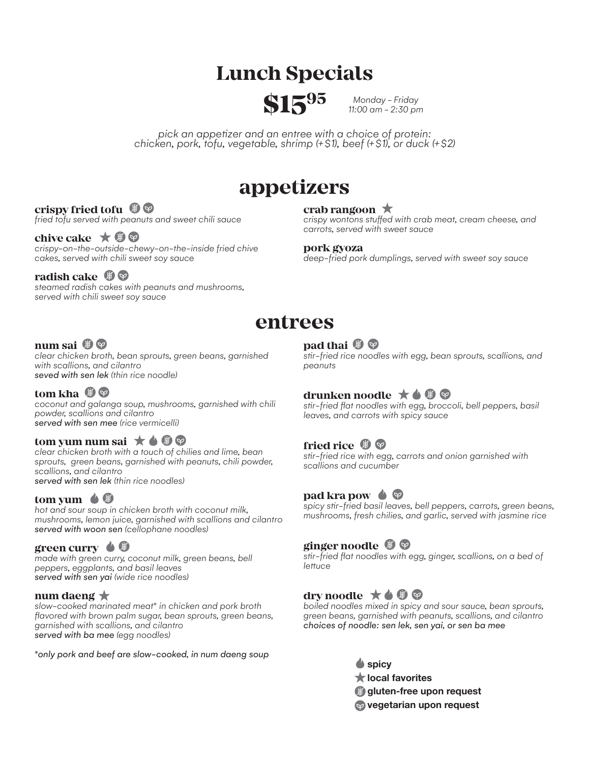# Lunch Specials

**$15.95**

*Monday - Friday*
*11:00 am - 2:30 pm*

*pick an appetizer and an entree with a choice of protein:*
*chicken, pork, tofu, vegetable, shrimp (+$1), beef (+$1), or duck (+$2)*

## appetizers

### crispy fried tofu (gluten-free upon request) (vegetarian upon request)
*fried tofu served with peanuts and sweet chili sauce*

### chive cake ★ (gluten-free upon request) (vegetarian upon request)
*crispy-on-the-outside-chewy-on-the-inside fried chive cakes, served with chili sweet soy sauce*

### radish cake (gluten-free upon request) (vegetarian upon request)
*steamed radish cakes with peanuts and mushrooms, served with chili sweet soy sauce*

### crab rangoon ★
*crispy wontons stuffed with crab meat, cream cheese, and carrots, served with sweet sauce*

### pork gyoza
*deep-fried pork dumplings, served with sweet soy sauce*

## entrees

### num sai (gluten-free upon request) (vegetarian upon request)
*clear chicken broth, bean sprouts, green beans, garnished with scallions, and cilantro*
***seved with sen lek** (thin rice noodle)*

### tom kha (gluten-free upon request) (vegetarian upon request)
*coconut and galanga soup, mushrooms, garnished with chili powder, scallions and cilantro*
***served with sen mee** (rice vermicelli)*

### tom yum num sai ★ (spicy) (gluten-free upon request) (vegetarian upon request)
*clear chicken broth with a touch of chilies and lime, bean sprouts, green beans, garnished with peanuts, chili powder, scallions, and cilantro*
***served with sen lek** (thin rice noodles)*

### tom yum (spicy) (gluten-free upon request)
*hot and sour soup in chicken broth with coconut milk, mushrooms, lemon juice, garnished with scallions and cilantro*
***served with woon sen** (cellophane noodles)*

### green curry (spicy) (gluten-free upon request)
*made with green curry, coconut milk, green beans, bell peppers, eggplants, and basil leaves*
***served with sen yai** (wide rice noodles)*

### num daeng ★
*slow-cooked marinated meat* in chicken and pork broth flavored with brown palm sugar, bean sprouts, green beans, garnished with scallions, and cilantro*
***served with ba mee** (egg noodles)*

*only pork and beef are slow-cooked, in num daeng soup*

### pad thai (gluten-free upon request) (vegetarian upon request)
*stir-fried rice noodles with egg, bean sprouts, scallions, and peanuts*

### drunken noodle ★ (spicy) (gluten-free upon request) (vegetarian upon request)
*stir-fried flat noodles with egg, broccoli, bell peppers, basil leaves, and carrots with spicy sauce*

### fried rice (gluten-free upon request) (vegetarian upon request)
*stir-fried rice with egg, carrots and onion garnished with scallions and cucumber*

### pad kra pow (spicy) (vegetarian upon request)
*spicy stir-fried basil leaves, bell peppers, carrots, green beans, mushrooms, fresh chilies, and garlic, served with jasmine rice*

### ginger noodle (gluten-free upon request) (vegetarian upon request)
*stir-fried flat noodles with egg, ginger, scallions, on a bed of lettuce*

### dry noodle ★ (spicy) (gluten-free upon request) (vegetarian upon request)
*boiled noodles mixed in spicy and sour sauce, bean sprouts, green beans, garnished with peanuts, scallions, and cilantro*
*choices of noodle: sen lek, sen yai, or sen ba mee*

**spicy**
**★ local favorites**
**gluten-free upon request**
**vegetarian upon request**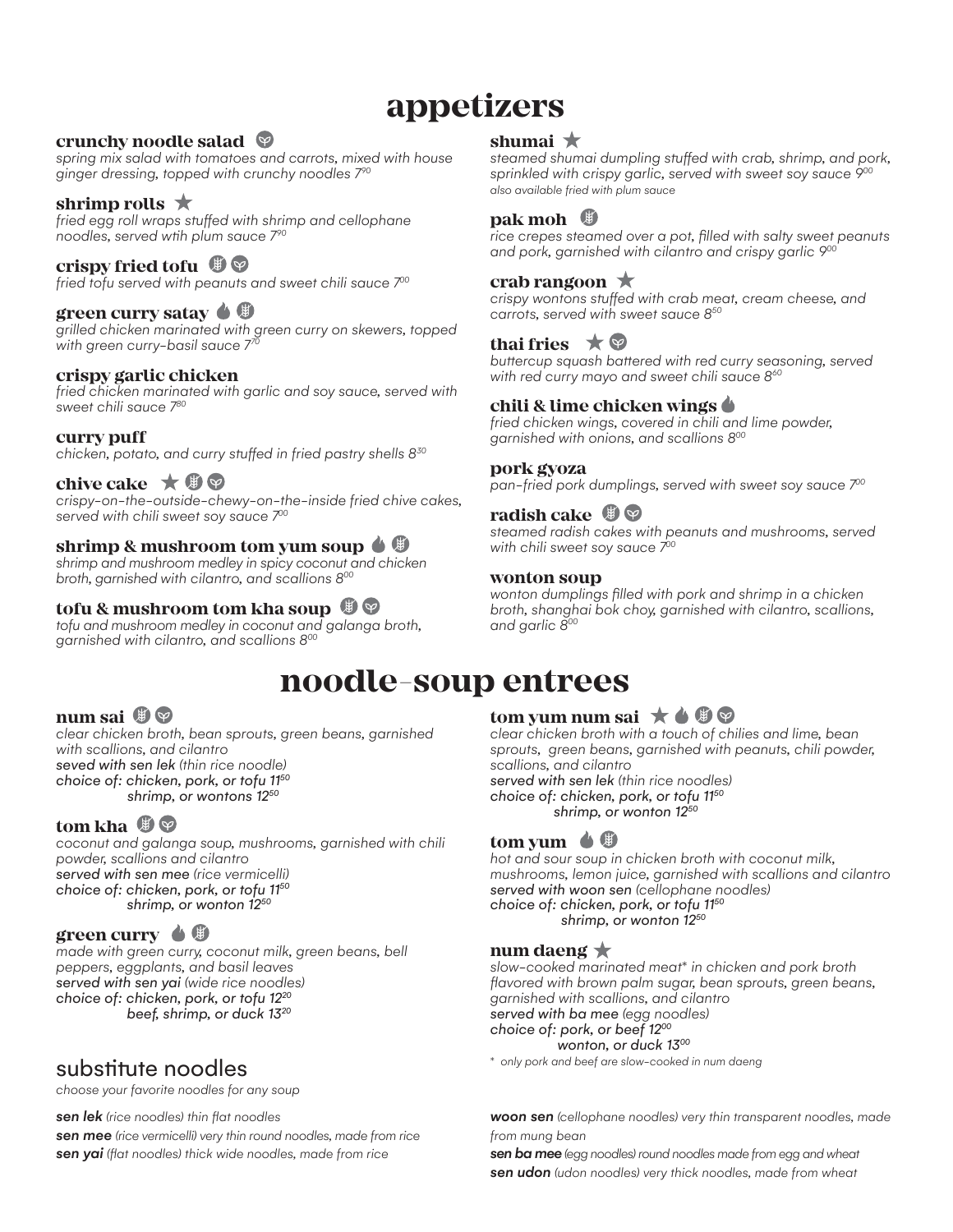# appetizers

### crunchy noodle salad

*spring mix salad with tomatoes and carrots, mixed with house ginger dressing, topped with crunchy noodles 7.90*

### shrimp rolls ★

*fried egg roll wraps stuffed with shrimp and cellophane noodles, served wtih plum sauce 7.90*

### crispy fried tofu

*fried tofu served with peanuts and sweet chili sauce 7.00*

### green curry satay

*grilled chicken marinated with green curry on skewers, topped with green curry-basil sauce 7.70*

### crispy garlic chicken

*fried chicken marinated with garlic and soy sauce, served with sweet chili sauce 7.80*

### curry puff

*chicken, potato, and curry stuffed in fried pastry shells 8.30*

### chive cake ★

*crispy-on-the-outside-chewy-on-the-inside fried chive cakes, served with chili sweet soy sauce 7.00*

### shrimp & mushroom tom yum soup

*shrimp and mushroom medley in spicy coconut and chicken broth, garnished with cilantro, and scallions 8.00*

### tofu & mushroom tom kha soup

*tofu and mushroom medley in coconut and galanga broth, garnished with cilantro, and scallions 8.00*

### shumai ★

*steamed shumai dumpling stuffed with crab, shrimp, and pork, sprinkled with crispy garlic, served with sweet soy sauce 9.00*
*also available fried with plum sauce*

### pak moh

*rice crepes steamed over a pot, filled with salty sweet peanuts and pork, garnished with cilantro and crispy garlic 9.00*

### crab rangoon ★

*crispy wontons stuffed with crab meat, cream cheese, and carrots, served with sweet sauce 8.50*

### thai fries ★

*buttercup squash battered with red curry seasoning, served with red curry mayo and sweet chili sauce 8.60*

### chili & lime chicken wings

*fried chicken wings, covered in chili and lime powder, garnished with onions, and scallions 8.00*

### pork gyoza

*pan-fried pork dumplings, served with sweet soy sauce 7.00*

### radish cake

*steamed radish cakes with peanuts and mushrooms, served with chili sweet soy sauce 7.00*

### wonton soup

*wonton dumplings filled with pork and shrimp in a chicken broth, shanghai bok choy, garnished with cilantro, scallions, and garlic 8.00*

# noodle-soup entrees

### num sai

*clear chicken broth, bean sprouts, green beans, garnished with scallions, and cilantro*
***seved with sen lek** (thin rice noodle)*
*choice of: chicken, pork, or tofu 11.50*
*shrimp, or wontons 12.50*

### tom kha

*coconut and galanga soup, mushrooms, garnished with chili powder, scallions and cilantro*
***served with sen mee** (rice vermicelli)*
*choice of: chicken, pork, or tofu 11.50*
*shrimp, or wonton 12.50*

### green curry

*made with green curry, coconut milk, green beans, bell peppers, eggplants, and basil leaves*
***served with sen yai** (wide rice noodles)*
*choice of: chicken, pork, or tofu 12.20*
*beef, shrimp, or duck 13.20*

### tom yum num sai ★

*clear chicken broth with a touch of chilies and lime, bean sprouts, green beans, garnished with peanuts, chili powder, scallions, and cilantro*
***served with sen lek** (thin rice noodles)*
*choice of: chicken, pork, or tofu 11.50*
*shrimp, or wonton 12.50*

### tom yum

*hot and sour soup in chicken broth with coconut milk, mushrooms, lemon juice, garnished with scallions and cilantro*
***served with woon sen** (cellophane noodles)*
*choice of: chicken, pork, or tofu 11.50*
*shrimp, or wonton 12.50*

### num daeng ★

*slow-cooked marinated meat\* in chicken and pork broth flavored with brown palm sugar, bean sprouts, green beans, garnished with scallions, and cilantro*
***served with ba mee** (egg noodles)*
*choice of: pork, or beef 12.00*
*wonton, or duck 13.00*

*\* only pork and beef are slow-cooked in num daeng*

## substitute noodles

*choose your favorite noodles for any soup*

***sen lek** (rice noodles) thin flat noodles*
***sen mee** (rice vermicelli) very thin round noodles, made from rice*
***sen yai** (flat noodles) thick wide noodles, made from rice*
***woon sen** (cellophane noodles) very thin transparent noodles, made from mung bean*
***sen ba mee** (egg noodles) round noodles made from egg and wheat*
***sen udon** (udon noodles) very thick noodles, made from wheat*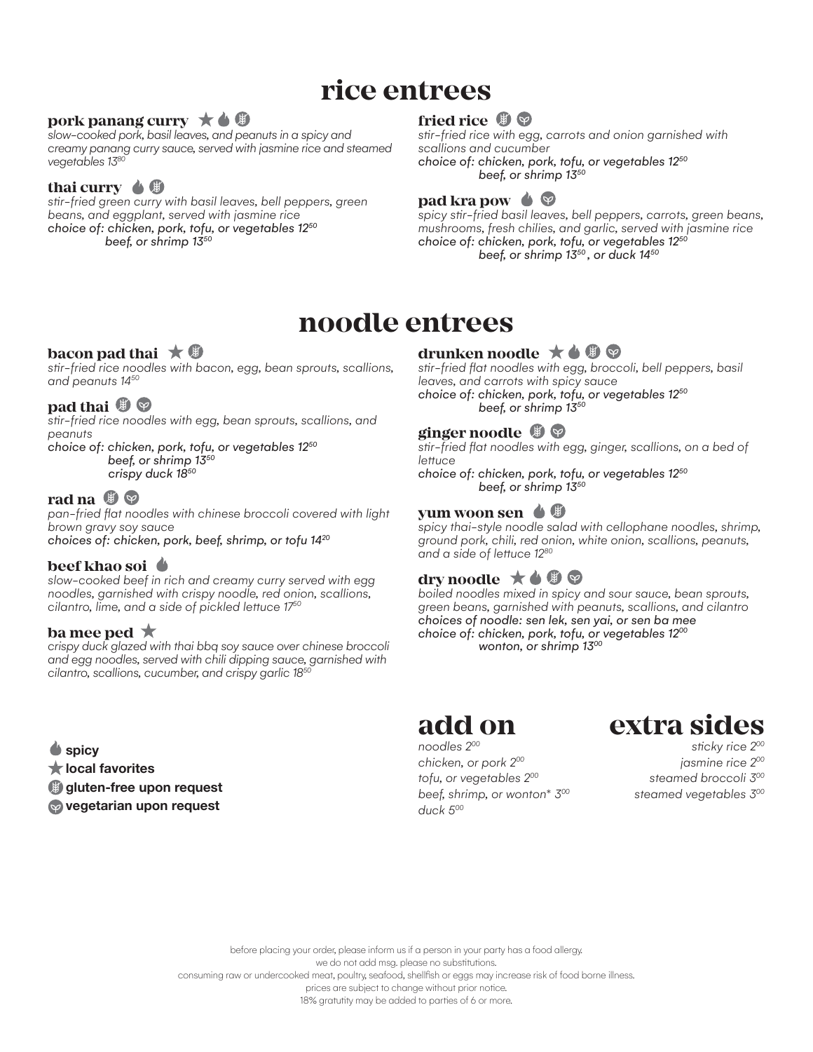# rice entrees

### pork panang curry ★ 🔥 (GF)

*slow-cooked pork, basil leaves, and peanuts in a spicy and creamy panang curry sauce, served with jasmine rice and steamed vegetables 13[80]*

### thai curry 🔥 (GF)

*stir-fried green curry with basil leaves, bell peppers, green beans, and eggplant, served with jasmine rice*
*choice of: chicken, pork, tofu, or vegetables 12[50]*
*beef, or shrimp 13[50]*

### fried rice (GF) (V)

*stir-fried rice with egg, carrots and onion garnished with scallions and cucumber*
*choice of: chicken, pork, tofu, or vegetables 12[50]*
*beef, or shrimp 13[50]*

### pad kra pow 🔥 (V)

*spicy stir-fried basil leaves, bell peppers, carrots, green beans, mushrooms, fresh chilies, and garlic, served with jasmine rice*
*choice of: chicken, pork, tofu, or vegetables 12[50]*
*beef, or shrimp 13[50], or duck 14[50]*

# noodle entrees

### bacon pad thai ★ (GF)

*stir-fried rice noodles with bacon, egg, bean sprouts, scallions, and peanuts 14[50]*

### pad thai (GF) (V)

*stir-fried rice noodles with egg, bean sprouts, scallions, and peanuts*
*choice of: chicken, pork, tofu, or vegetables 12[50]*
*beef, or shrimp 13[50]*
*crispy duck 18[50]*

### rad na (GF) (V)

*pan-fried flat noodles with chinese broccoli covered with light brown gravy soy sauce*
*choices of: chicken, pork, beef, shrimp, or tofu 14[20]*

### beef khao soi 🔥

*slow-cooked beef in rich and creamy curry served with egg noodles, garnished with crispy noodle, red onion, scallions, cilantro, lime, and a side of pickled lettuce 17[50]*

### ba mee ped ★

*crispy duck glazed with thai bbq soy sauce over chinese broccoli and egg noodles, served with chili dipping sauce, garnished with cilantro, scallions, cucumber, and crispy garlic 18[50]*

### drunken noodle ★ 🔥 (GF) (V)

*stir-fried flat noodles with egg, broccoli, bell peppers, basil leaves, and carrots with spicy sauce*
*choice of: chicken, pork, tofu, or vegetables 12[50]*
*beef, or shrimp 13[50]*

### ginger noodle (GF) (V)

*stir-fried flat noodles with egg, ginger, scallions, on a bed of lettuce*
*choice of: chicken, pork, tofu, or vegetables 12[50]*
*beef, or shrimp 13[50]*

### yum woon sen 🔥 (GF)

*spicy thai-style noodle salad with cellophane noodles, shrimp, ground pork, chili, red onion, white onion, scallions, peanuts, and a side of lettuce 12[80]*

### dry noodle ★ 🔥 (GF) (V)

*boiled noodles mixed in spicy and sour sauce, bean sprouts, green beans, garnished with peanuts, scallions, and cilantro*
*choices of noodle: sen lek, sen yai, or sen ba mee*
*choice of: chicken, pork, tofu, or vegetables 12[00]*
*wonton, or shrimp 13[00]*

🔥 **spicy**
★ **local favorites**
(GF) **gluten-free upon request**
(V) **vegetarian upon request**

# add on

*noodles 2[00]*
*chicken, or pork 2[00]*
*tofu, or vegetables 2[00]*
*beef, shrimp, or wonton* 3[00]*
*duck 5[00]*

# extra sides

*sticky rice 2[00]*
*jasmine rice 2[00]*
*steamed broccoli 3[00]*
*steamed vegetables 3[00]*

before placing your order, please inform us if a person in your party has a food allergy.
we do not add msg. please no substitutions.
consuming raw or undercooked meat, poultry, seafood, shellfish or eggs may increase risk of food borne illness.
prices are subject to change without prior notice.
18% gratutity may be added to parties of 6 or more.